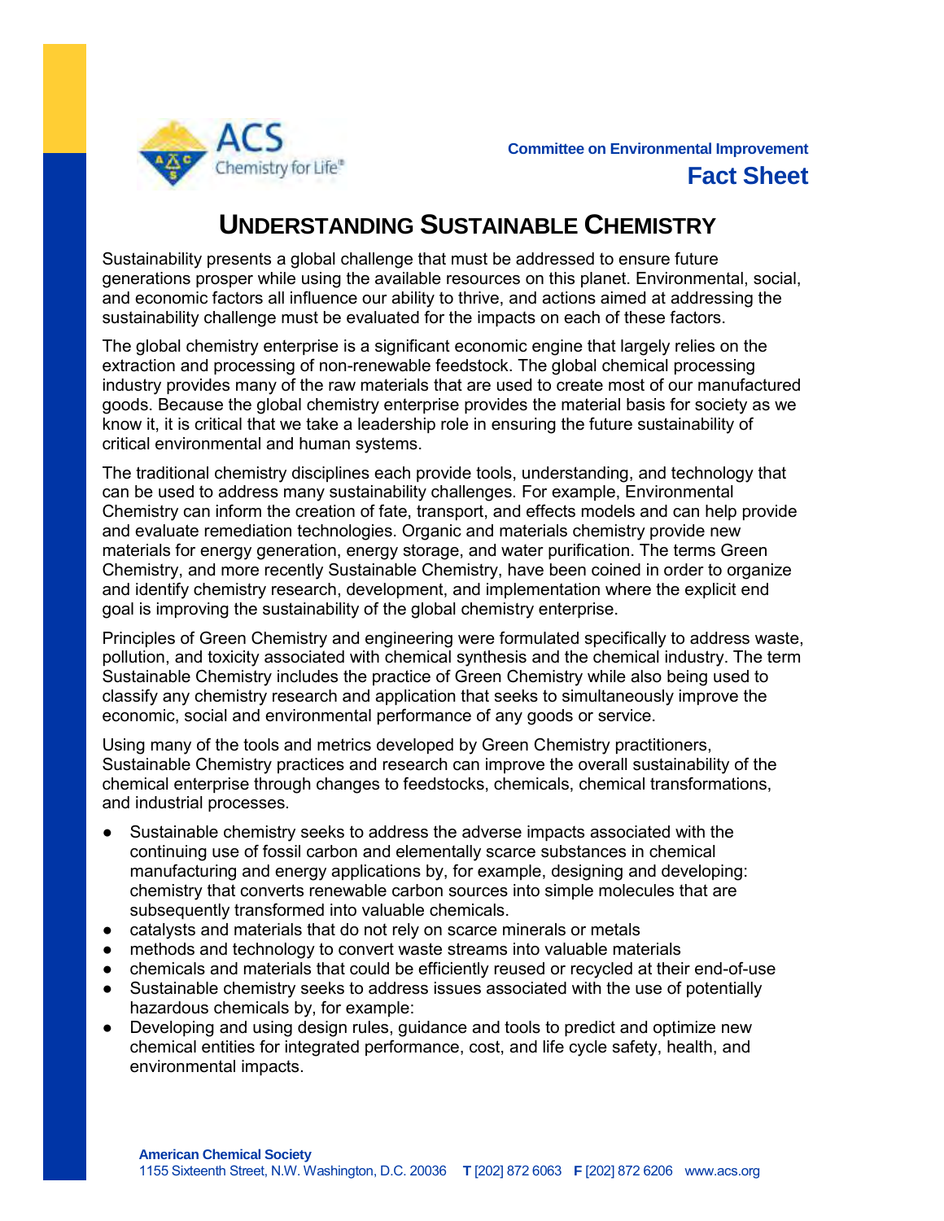Committee on Environmental Improvement

**Fact Sheet**

# UNDERSTANDING SUSTAINABLE CHEMISTRY

Sustainability presents a global challenge that must be addressed to ensure future generations prosper while using the available resources on this planet. Environmental, social, and economic factors all influence our ability to thrive, and actions aimed at addressing the sustainability challenge must be evaluated for the impacts on each of these factors.

The global chemistry enterprise is a significant economic engine that largely relies on the extraction and processing of non-renewable feedstock. The global chemical processing industry provides many of the raw materials that are used to create most of our manufactured goods. Because the global chemistry enterprise provides the material basis for society as we know it, it is critical that we take a leadership role in ensuring the future sustainability of critical environmental and human systems.

The traditional chemistry disciplines each provide tools, understanding, and technology that can be used to address many sustainability challenges. For example, Environmental Chemistry can inform the creation of fate, transport, and effects models and can help provide and evaluate remediation technologies. Organic and materials chemistry provide new materials for energy generation, energy storage, and water purification. The terms Green Chemistry, and more recently Sustainable Chemistry, have been coined in order to organize and identify chemistry research, development, and implementation where the explicit end goal is improving the sustainability of the global chemistry enterprise.

Principles of Green Chemistry and engineering were formulated specifically to address waste, pollution, and toxicity associated with chemical synthesis and the chemical industry. The term Sustainable Chemistry includes the practice of Green Chemistry while also being used to classify any chemistry research and application that seeks to simultaneously improve the economic, social and environmental performance of any goods or service.

Using many of the tools and metrics developed by Green Chemistry practitioners, Sustainable Chemistry practices and research can improve the overall sustainability of the chemical enterprise through changes to feedstocks, chemicals, chemical transformations, and industrial processes.

- Sustainable chemistry seeks to address the adverse impacts associated with the continuing use of fossil carbon and elementally scarce substances in chemical manufacturing and energy applications by, for example, designing and developing: chemistry that converts renewable carbon sources into simple molecules that are subsequently transformed into valuable chemicals.
- catalysts and materials that do not rely on scarce minerals or metals
- methods and technology to convert waste streams into valuable materials
- chemicals and materials that could be efficiently reused or recycled at their end-of-use
- Sustainable chemistry seeks to address issues associated with the use of potentially hazardous chemicals by, for example:
- Developing and using design rules, guidance and tools to predict and optimize new chemical entities for integrated performance, cost, and life cycle safety, health, and environmental impacts.

**American Chemical Society**
1155 Sixteenth Street, N.W. Washington, D.C. 20036 **T** [202] 872 6063 **F** [202] 872 6206 www.acs.org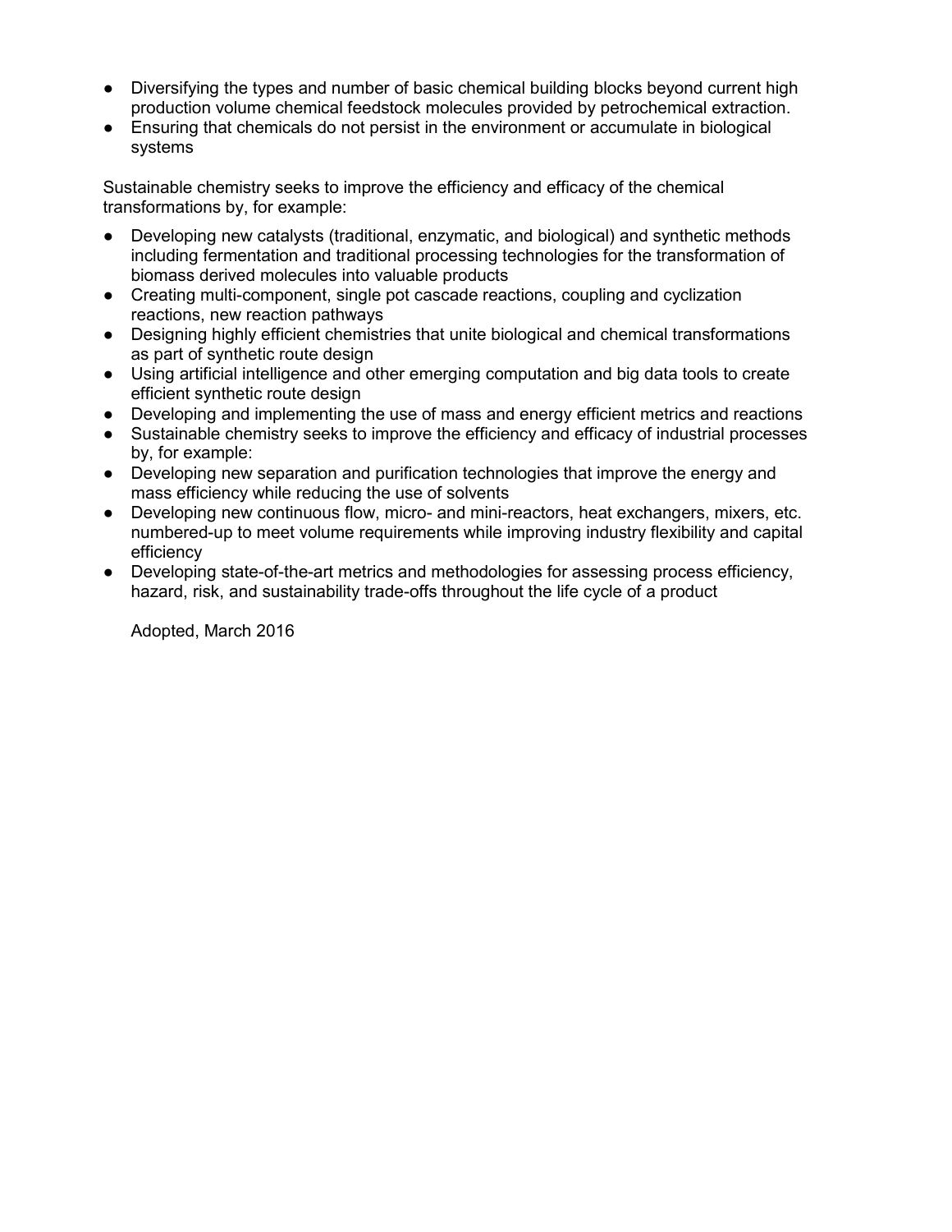- Diversifying the types and number of basic chemical building blocks beyond current high production volume chemical feedstock molecules provided by petrochemical extraction.
- Ensuring that chemicals do not persist in the environment or accumulate in biological systems

Sustainable chemistry seeks to improve the efficiency and efficacy of the chemical transformations by, for example:

- Developing new catalysts (traditional, enzymatic, and biological) and synthetic methods including fermentation and traditional processing technologies for the transformation of biomass derived molecules into valuable products
- Creating multi-component, single pot cascade reactions, coupling and cyclization reactions, new reaction pathways
- Designing highly efficient chemistries that unite biological and chemical transformations as part of synthetic route design
- Using artificial intelligence and other emerging computation and big data tools to create efficient synthetic route design
- Developing and implementing the use of mass and energy efficient metrics and reactions
- Sustainable chemistry seeks to improve the efficiency and efficacy of industrial processes by, for example:
- Developing new separation and purification technologies that improve the energy and mass efficiency while reducing the use of solvents
- Developing new continuous flow, micro- and mini-reactors, heat exchangers, mixers, etc. numbered-up to meet volume requirements while improving industry flexibility and capital efficiency
- Developing state-of-the-art metrics and methodologies for assessing process efficiency, hazard, risk, and sustainability trade-offs throughout the life cycle of a product

Adopted, March 2016